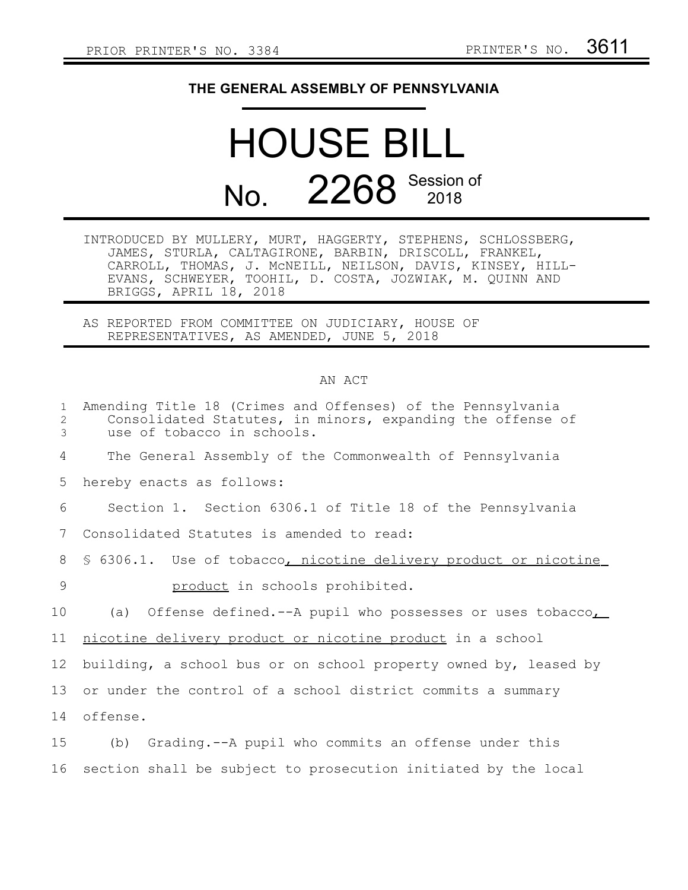PRIOR PRINTER'S NO. 3384 PRINTER'S NO. 3611

**THE GENERAL ASSEMBLY OF PENNSYLVANIA**

# HOUSE BILL

# No. 2268 Session of 2018

INTRODUCED BY MULLERY, MURT, HAGGERTY, STEPHENS, SCHLOSSBERG, JAMES, STURLA, CALTAGIRONE, BARBIN, DRISCOLL, FRANKEL, CARROLL, THOMAS, J. McNEILL, NEILSON, DAVIS, KINSEY, HILL-EVANS, SCHWEYER, TOOHIL, D. COSTA, JOZWIAK, M. QUINN AND BRIGGS, APRIL 18, 2018

AS REPORTED FROM COMMITTEE ON JUDICIARY, HOUSE OF REPRESENTATIVES, AS AMENDED, JUNE 5, 2018

AN ACT

Amending Title 18 (Crimes and Offenses) of the Pennsylvania Consolidated Statutes, in minors, expanding the offense of use of tobacco in schools.

The General Assembly of the Commonwealth of Pennsylvania hereby enacts as follows:

Section 1. Section 6306.1 of Title 18 of the Pennsylvania Consolidated Statutes is amended to read:

§ 6306.1. Use of tobacco, nicotine delivery product or nicotine product in schools prohibited.

(a) Offense defined.--A pupil who possesses or uses tobacco, nicotine delivery product or nicotine product in a school building, a school bus or on school property owned by, leased by or under the control of a school district commits a summary offense.

(b) Grading.--A pupil who commits an offense under this section shall be subject to prosecution initiated by the local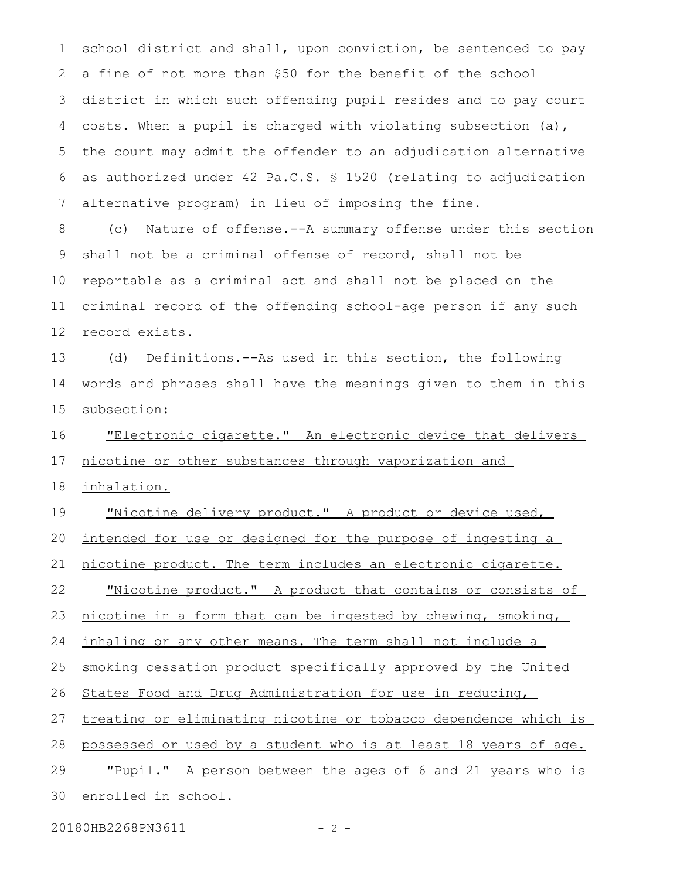school district and shall, upon conviction, be sentenced to pay a fine of not more than $50 for the benefit of the school district in which such offending pupil resides and to pay court costs. When a pupil is charged with violating subsection (a), the court may admit the offender to an adjudication alternative as authorized under 42 Pa.C.S. § 1520 (relating to adjudication alternative program) in lieu of imposing the fine.

(c) Nature of offense.--A summary offense under this section shall not be a criminal offense of record, shall not be reportable as a criminal act and shall not be placed on the criminal record of the offending school-age person if any such record exists.

(d) Definitions.--As used in this section, the following words and phrases shall have the meanings given to them in this subsection:

<u>"Electronic cigarette." An electronic device that delivers nicotine or other substances through vaporization and inhalation.</u>

<u>"Nicotine delivery product." A product or device used, intended for use or designed for the purpose of ingesting a nicotine product. The term includes an electronic cigarette.</u>

<u>"Nicotine product." A product that contains or consists of nicotine in a form that can be ingested by chewing, smoking, inhaling or any other means. The term shall not include a smoking cessation product specifically approved by the United States Food and Drug Administration for use in reducing, treating or eliminating nicotine or tobacco dependence which is possessed or used by a student who is at least 18 years of age.</u>

"Pupil." A person between the ages of 6 and 21 years who is enrolled in school.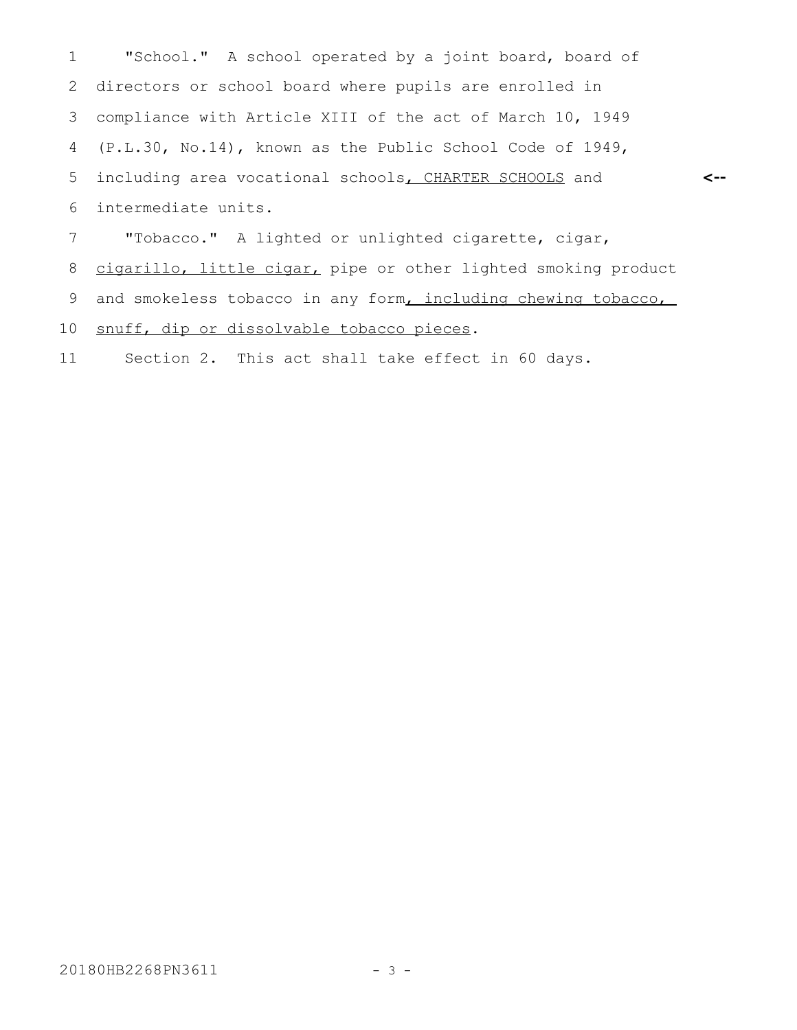"School." A school operated by a joint board, board of directors or school board where pupils are enrolled in compliance with Article XIII of the act of March 10, 1949 (P.L.30, No.14), known as the Public School Code of 1949, including area vocational schools<u>, CHARTER SCHOOLS</u> and intermediate units.

"Tobacco." A lighted or unlighted cigarette, cigar, <u>cigarillo, little cigar,</u> pipe or other lighted smoking product and smokeless tobacco in any form<u>, including chewing tobacco, snuff, dip or dissolvable tobacco pieces</u>.

Section 2. This act shall take effect in 60 days.